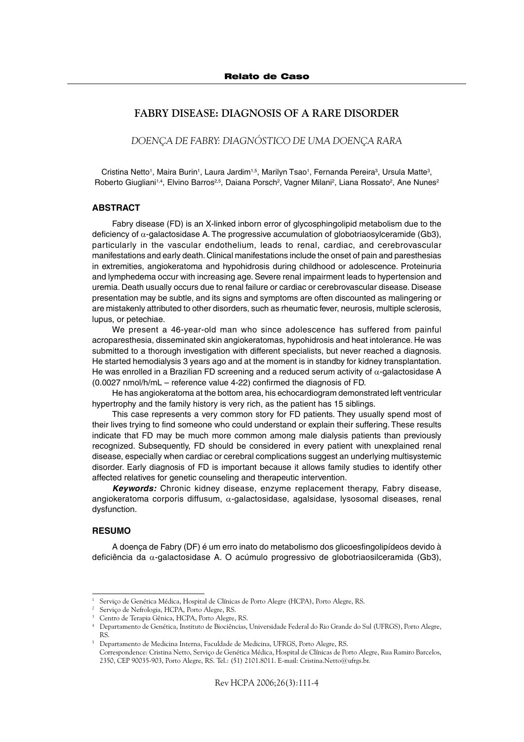**Relato de Caso**

# FABRY DISEASE: DIAGNOSIS OF A RARE DISORDER

*DOENÇA DE FABRY: DIAGNÓSTICO DE UMA DOENÇA RARA*

Cristina Netto[1], Maira Burin[1], Laura Jardim[1,5], Marilyn Tsao[1], Fernanda Pereira[3], Ursula Matte[3], Roberto Giugliani[1,4], Elvino Barros[2,5], Daiana Porsch[2], Vagner Milani[2], Liana Rossato[2], Ane Nunes[2]

## ABSTRACT

Fabry disease (FD) is an X-linked inborn error of glycosphingolipid metabolism due to the deficiency of $\alpha$-galactosidase A. The progressive accumulation of globotriaosylceramide (Gb3), particularly in the vascular endothelium, leads to renal, cardiac, and cerebrovascular manifestations and early death. Clinical manifestations include the onset of pain and paresthesias in extremities, angiokeratoma and hypohidrosis during childhood or adolescence. Proteinuria and lymphedema occur with increasing age. Severe renal impairment leads to hypertension and uremia. Death usually occurs due to renal failure or cardiac or cerebrovascular disease. Disease presentation may be subtle, and its signs and symptoms are often discounted as malingering or are mistakenly attributed to other disorders, such as rheumatic fever, neurosis, multiple sclerosis, lupus, or petechiae.

We present a 46-year-old man who since adolescence has suffered from painful acroparesthesia, disseminated skin angiokeratomas, hypohidrosis and heat intolerance. He was submitted to a thorough investigation with different specialists, but never reached a diagnosis. He started hemodialysis 3 years ago and at the moment is in standby for kidney transplantation. He was enrolled in a Brazilian FD screening and a reduced serum activity of $\alpha$-galactosidase A (0.0027 nmol/h/mL – reference value 4-22) confirmed the diagnosis of FD.

He has angiokeratoma at the bottom area, his echocardiogram demonstrated left ventricular hypertrophy and the family history is very rich, as the patient has 15 siblings.

This case represents a very common story for FD patients. They usually spend most of their lives trying to find someone who could understand or explain their suffering. These results indicate that FD may be much more common among male dialysis patients than previously recognized. Subsequently, FD should be considered in every patient with unexplained renal disease, especially when cardiac or cerebral complications suggest an underlying multisystemic disorder. Early diagnosis of FD is important because it allows family studies to identify other affected relatives for genetic counseling and therapeutic intervention.

***Keywords:*** Chronic kidney disease, enzyme replacement therapy, Fabry disease, angiokeratoma corporis diffusum, $\alpha$-galactosidase, agalsidase, lysosomal diseases, renal dysfunction.

## RESUMO

A doença de Fabry (DF) é um erro inato do metabolismo dos glicoesfingolipídeos devido à deficiência da $\alpha$-galactosidase A. O acúmulo progressivo de globotriaosilceramida (Gb3),

---

[1] Serviço de Genética Médica, Hospital de Clínicas de Porto Alegre (HCPA), Porto Alegre, RS.

[2] Serviço de Nefrologia, HCPA, Porto Alegre, RS.

[3] Centro de Terapia Gênica, HCPA, Porto Alegre, RS.

[4] Departamento de Genética, Instituto de Biociências, Universidade Federal do Rio Grande do Sul (UFRGS), Porto Alegre, RS.

[5] Departamento de Medicina Interna, Faculdade de Medicina, UFRGS, Porto Alegre, RS.

Correspondence: Cristina Netto, Serviço de Genética Médica, Hospital de Clínicas de Porto Alegre, Rua Ramiro Barcelos, 2350, CEP 90035-903, Porto Alegre, RS. Tel.: (51) 2101.8011. E-mail: Cristina.Netto@ufrgs.br.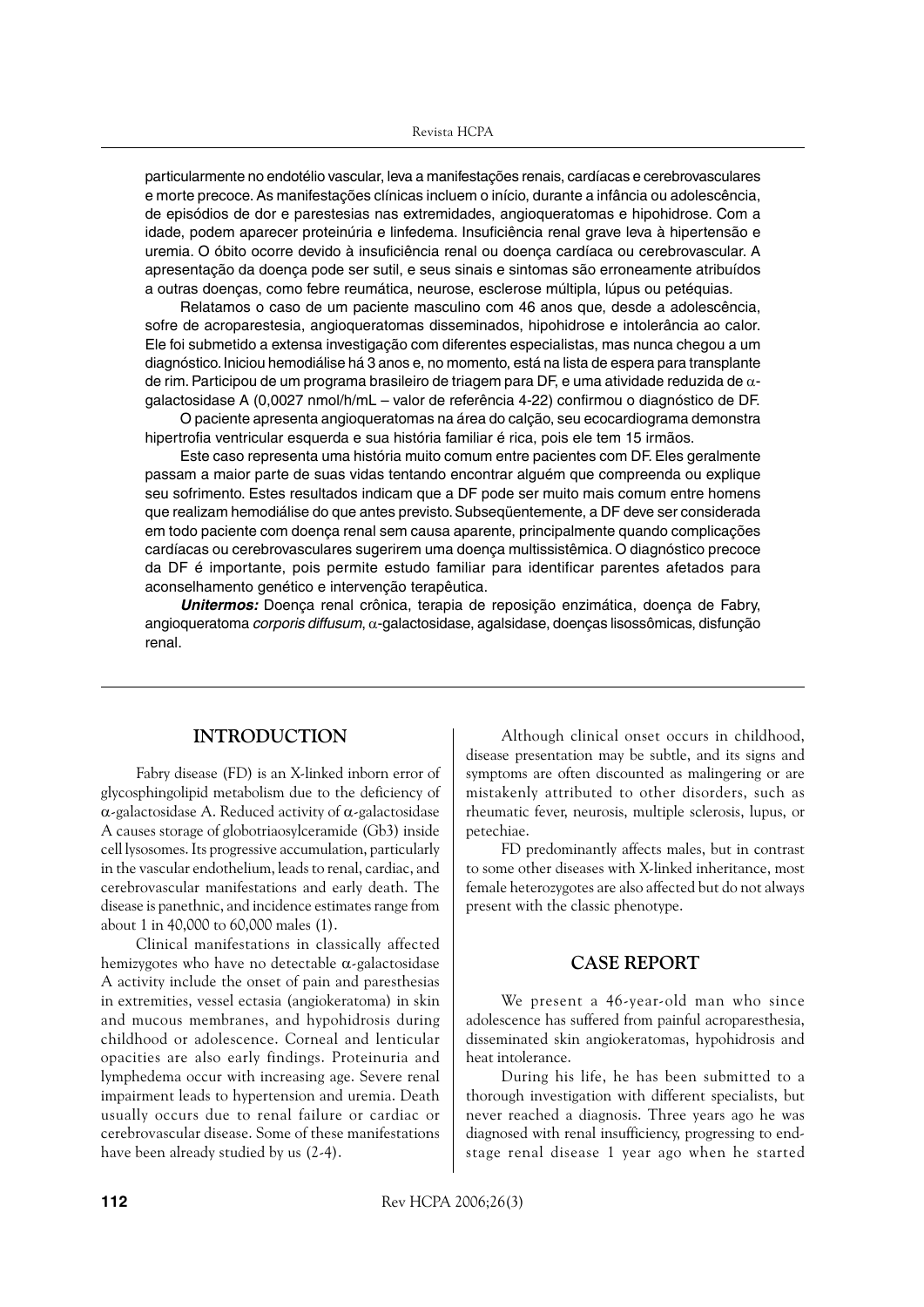particularmente no endotélio vascular, leva a manifestações renais, cardíacas e cerebrovasculares e morte precoce. As manifestações clínicas incluem o início, durante a infância ou adolescência, de episódios de dor e parestesias nas extremidades, angioqueratomas e hipohidrose. Com a idade, podem aparecer proteinúria e linfedema. Insuficiência renal grave leva à hipertensão e uremia. O óbito ocorre devido à insuficiência renal ou doença cardíaca ou cerebrovascular. A apresentação da doença pode ser sutil, e seus sinais e sintomas são erroneamente atribuídos a outras doenças, como febre reumática, neurose, esclerose múltipla, lúpus ou petéquias.

Relatamos o caso de um paciente masculino com 46 anos que, desde a adolescência, sofre de acroparestesia, angioqueratomas disseminados, hipohidrose e intolerância ao calor. Ele foi submetido a extensa investigação com diferentes especialistas, mas nunca chegou a um diagnóstico. Iniciou hemodiálise há 3 anos e, no momento, está na lista de espera para transplante de rim. Participou de um programa brasileiro de triagem para DF, e uma atividade reduzida de α-galactosidase A (0,0027 nmol/h/mL – valor de referência 4-22) confirmou o diagnóstico de DF.

O paciente apresenta angioqueratomas na área do calção, seu ecocardiograma demonstra hipertrofia ventricular esquerda e sua história familiar é rica, pois ele tem 15 irmãos.

Este caso representa uma história muito comum entre pacientes com DF. Eles geralmente passam a maior parte de suas vidas tentando encontrar alguém que compreenda ou explique seu sofrimento. Estes resultados indicam que a DF pode ser muito mais comum entre homens que realizam hemodiálise do que antes previsto. Subseqüentemente, a DF deve ser considerada em todo paciente com doença renal sem causa aparente, principalmente quando complicações cardíacas ou cerebrovasculares sugerirem uma doença multissistêmica. O diagnóstico precoce da DF é importante, pois permite estudo familiar para identificar parentes afetados para aconselhamento genético e intervenção terapêutica.

***Unitermos:*** Doença renal crônica, terapia de reposição enzimática, doença de Fabry, angioqueratoma *corporis diffusum*, α-galactosidase, agalsidase, doenças lisossômicas, disfunção renal.

## INTRODUCTION

Fabry disease (FD) is an X-linked inborn error of glycosphingolipid metabolism due to the deficiency of α-galactosidase A. Reduced activity of α-galactosidase A causes storage of globotriaosylceramide (Gb3) inside cell lysosomes. Its progressive accumulation, particularly in the vascular endothelium, leads to renal, cardiac, and cerebrovascular manifestations and early death. The disease is panethnic, and incidence estimates range from about 1 in 40,000 to 60,000 males (1).

Clinical manifestations in classically affected hemizygotes who have no detectable α-galactosidase A activity include the onset of pain and paresthesias in extremities, vessel ectasia (angiokeratoma) in skin and mucous membranes, and hypohidrosis during childhood or adolescence. Corneal and lenticular opacities are also early findings. Proteinuria and lymphedema occur with increasing age. Severe renal impairment leads to hypertension and uremia. Death usually occurs due to renal failure or cardiac or cerebrovascular disease. Some of these manifestations have been already studied by us (2-4).

Although clinical onset occurs in childhood, disease presentation may be subtle, and its signs and symptoms are often discounted as malingering or are mistakenly attributed to other disorders, such as rheumatic fever, neurosis, multiple sclerosis, lupus, or petechiae.

FD predominantly affects males, but in contrast to some other diseases with X-linked inheritance, most female heterozygotes are also affected but do not always present with the classic phenotype.

## CASE REPORT

We present a 46-year-old man who since adolescence has suffered from painful acroparesthesia, disseminated skin angiokeratomas, hypohidrosis and heat intolerance.

During his life, he has been submitted to a thorough investigation with different specialists, but never reached a diagnosis. Three years ago he was diagnosed with renal insufficiency, progressing to end-stage renal disease 1 year ago when he started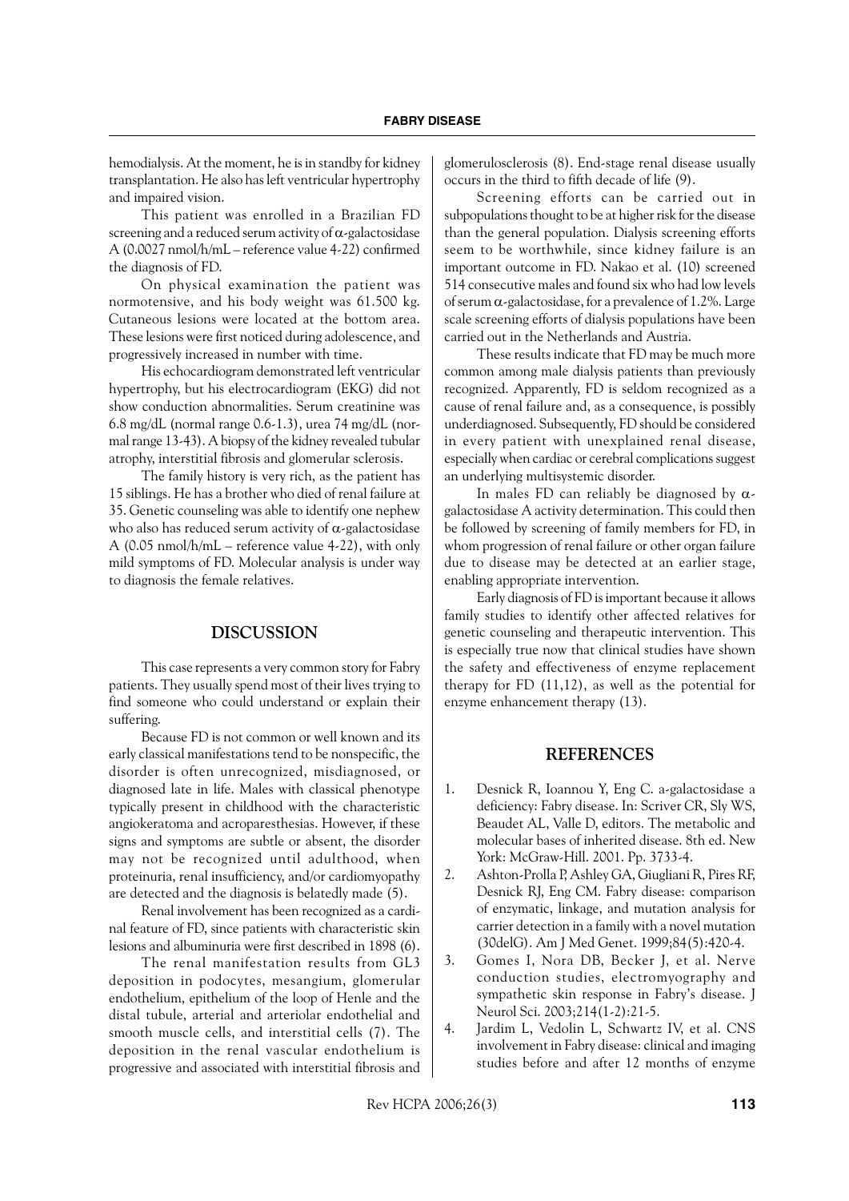hemodialysis. At the moment, he is in standby for kidney transplantation. He also has left ventricular hypertrophy and impaired vision.

This patient was enrolled in a Brazilian FD screening and a reduced serum activity of α-galactosidase A (0.0027 nmol/h/mL – reference value 4-22) confirmed the diagnosis of FD.

On physical examination the patient was normotensive, and his body weight was 61.500 kg. Cutaneous lesions were located at the bottom area. These lesions were first noticed during adolescence, and progressively increased in number with time.

His echocardiogram demonstrated left ventricular hypertrophy, but his electrocardiogram (EKG) did not show conduction abnormalities. Serum creatinine was 6.8 mg/dL (normal range 0.6-1.3), urea 74 mg/dL (normal range 13-43). A biopsy of the kidney revealed tubular atrophy, interstitial fibrosis and glomerular sclerosis.

The family history is very rich, as the patient has 15 siblings. He has a brother who died of renal failure at 35. Genetic counseling was able to identify one nephew who also has reduced serum activity of α-galactosidase A (0.05 nmol/h/mL – reference value 4-22), with only mild symptoms of FD. Molecular analysis is under way to diagnosis the female relatives.

## DISCUSSION

This case represents a very common story for Fabry patients. They usually spend most of their lives trying to find someone who could understand or explain their suffering.

Because FD is not common or well known and its early classical manifestations tend to be nonspecific, the disorder is often unrecognized, misdiagnosed, or diagnosed late in life. Males with classical phenotype typically present in childhood with the characteristic angiokeratoma and acroparesthesias. However, if these signs and symptoms are subtle or absent, the disorder may not be recognized until adulthood, when proteinuria, renal insufficiency, and/or cardiomyopathy are detected and the diagnosis is belatedly made (5).

Renal involvement has been recognized as a cardinal feature of FD, since patients with characteristic skin lesions and albuminuria were first described in 1898 (6).

The renal manifestation results from GL3 deposition in podocytes, mesangium, glomerular endothelium, epithelium of the loop of Henle and the distal tubule, arterial and arteriolar endothelial and smooth muscle cells, and interstitial cells (7). The deposition in the renal vascular endothelium is progressive and associated with interstitial fibrosis and glomerulosclerosis (8). End-stage renal disease usually occurs in the third to fifth decade of life (9).

Screening efforts can be carried out in subpopulations thought to be at higher risk for the disease than the general population. Dialysis screening efforts seem to be worthwhile, since kidney failure is an important outcome in FD. Nakao et al. (10) screened 514 consecutive males and found six who had low levels of serum α-galactosidase, for a prevalence of 1.2%. Large scale screening efforts of dialysis populations have been carried out in the Netherlands and Austria.

These results indicate that FD may be much more common among male dialysis patients than previously recognized. Apparently, FD is seldom recognized as a cause of renal failure and, as a consequence, is possibly underdiagnosed. Subsequently, FD should be considered in every patient with unexplained renal disease, especially when cardiac or cerebral complications suggest an underlying multisystemic disorder.

In males FD can reliably be diagnosed by α-galactosidase A activity determination. This could then be followed by screening of family members for FD, in whom progression of renal failure or other organ failure due to disease may be detected at an earlier stage, enabling appropriate intervention.

Early diagnosis of FD is important because it allows family studies to identify other affected relatives for genetic counseling and therapeutic intervention. This is especially true now that clinical studies have shown the safety and effectiveness of enzyme replacement therapy for FD (11,12), as well as the potential for enzyme enhancement therapy (13).

## REFERENCES

1. Desnick R, Ioannou Y, Eng C. a-galactosidase a deficiency: Fabry disease. In: Scriver CR, Sly WS, Beaudet AL, Valle D, editors. The metabolic and molecular bases of inherited disease. 8th ed. New York: McGraw-Hill. 2001. Pp. 3733-4.
2. Ashton-Prolla P, Ashley GA, Giugliani R, Pires RF, Desnick RJ, Eng CM. Fabry disease: comparison of enzymatic, linkage, and mutation analysis for carrier detection in a family with a novel mutation (30delG). Am J Med Genet. 1999;84(5):420-4.
3. Gomes I, Nora DB, Becker J, et al. Nerve conduction studies, electromyography and sympathetic skin response in Fabry's disease. J Neurol Sci. 2003;214(1-2):21-5.
4. Jardim L, Vedolin L, Schwartz IV, et al. CNS involvement in Fabry disease: clinical and imaging studies before and after 12 months of enzyme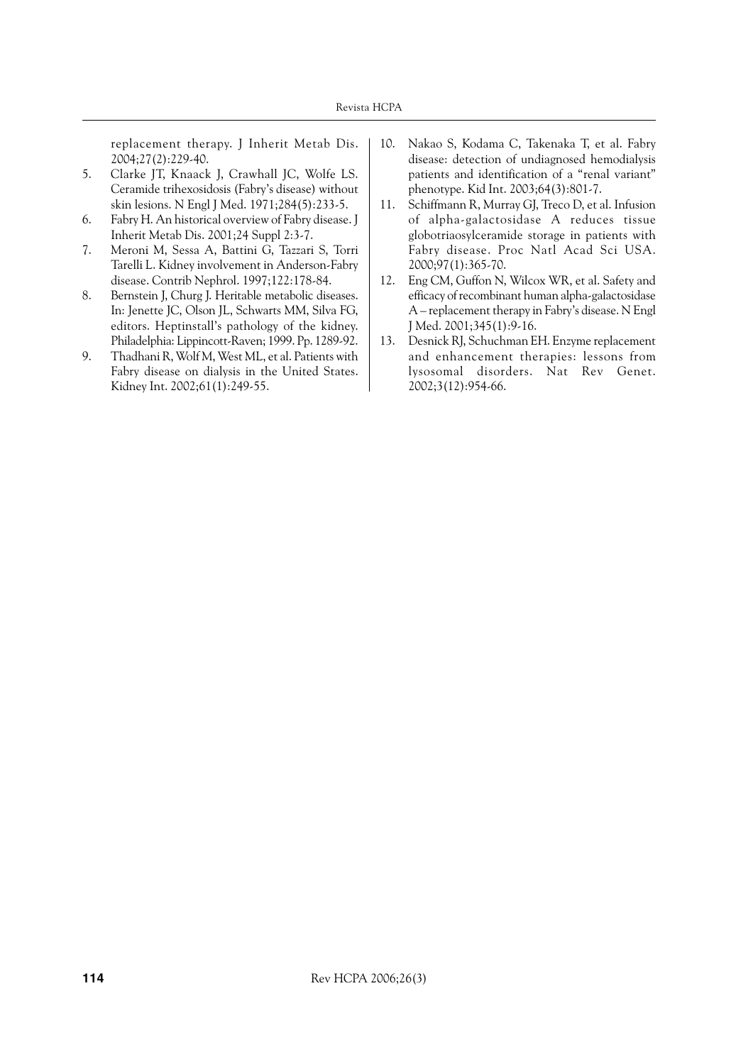replacement therapy. J Inherit Metab Dis. 2004;27(2):229-40.

5. Clarke JT, Knaack J, Crawhall JC, Wolfe LS. Ceramide trihexosidosis (Fabry's disease) without skin lesions. N Engl J Med. 1971;284(5):233-5.
6. Fabry H. An historical overview of Fabry disease. J Inherit Metab Dis. 2001;24 Suppl 2:3-7.
7. Meroni M, Sessa A, Battini G, Tazzari S, Torri Tarelli L. Kidney involvement in Anderson-Fabry disease. Contrib Nephrol. 1997;122:178-84.
8. Bernstein J, Churg J. Heritable metabolic diseases. In: Jenette JC, Olson JL, Schwarts MM, Silva FG, editors. Heptinstall's pathology of the kidney. Philadelphia: Lippincott-Raven; 1999. Pp. 1289-92.
9. Thadhani R, Wolf M, West ML, et al. Patients with Fabry disease on dialysis in the United States. Kidney Int. 2002;61(1):249-55.
10. Nakao S, Kodama C, Takenaka T, et al. Fabry disease: detection of undiagnosed hemodialysis patients and identification of a "renal variant" phenotype. Kid Int. 2003;64(3):801-7.
11. Schiffmann R, Murray GJ, Treco D, et al. Infusion of alpha-galactosidase A reduces tissue globotriaosylceramide storage in patients with Fabry disease. Proc Natl Acad Sci USA. 2000;97(1):365-70.
12. Eng CM, Guffon N, Wilcox WR, et al. Safety and efficacy of recombinant human alpha-galactosidase A – replacement therapy in Fabry's disease. N Engl J Med. 2001;345(1):9-16.
13. Desnick RJ, Schuchman EH. Enzyme replacement and enhancement therapies: lessons from lysosomal disorders. Nat Rev Genet. 2002;3(12):954-66.